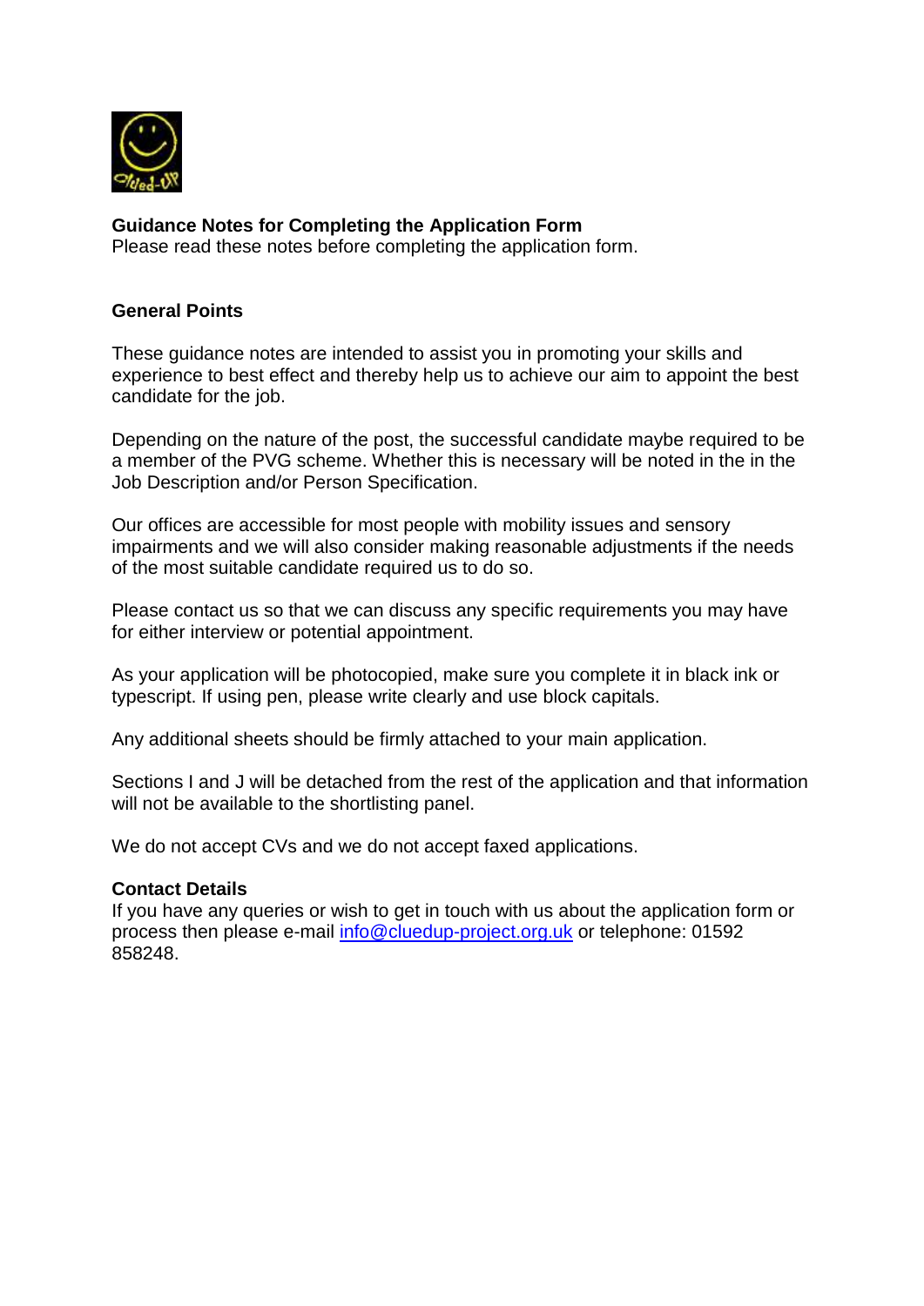**Guidance Notes for Completing the Application Form**

Please read these notes before completing the application form.

**General Points**

These guidance notes are intended to assist you in promoting your skills and experience to best effect and thereby help us to achieve our aim to appoint the best candidate for the job.

Depending on the nature of the post, the successful candidate maybe required to be a member of the PVG scheme. Whether this is necessary will be noted in the in the Job Description and/or Person Specification.

Our offices are accessible for most people with mobility issues and sensory impairments and we will also consider making reasonable adjustments if the needs of the most suitable candidate required us to do so.

Please contact us so that we can discuss any specific requirements you may have for either interview or potential appointment.

As your application will be photocopied, make sure you complete it in black ink or typescript. If using pen, please write clearly and use block capitals.

Any additional sheets should be firmly attached to your main application.

Sections I and J will be detached from the rest of the application and that information will not be available to the shortlisting panel.

We do not accept CVs and we do not accept faxed applications.

**Contact Details**

If you have any queries or wish to get in touch with us about the application form or process then please e-mail info@cluedup-project.org.uk or telephone: 01592 858248.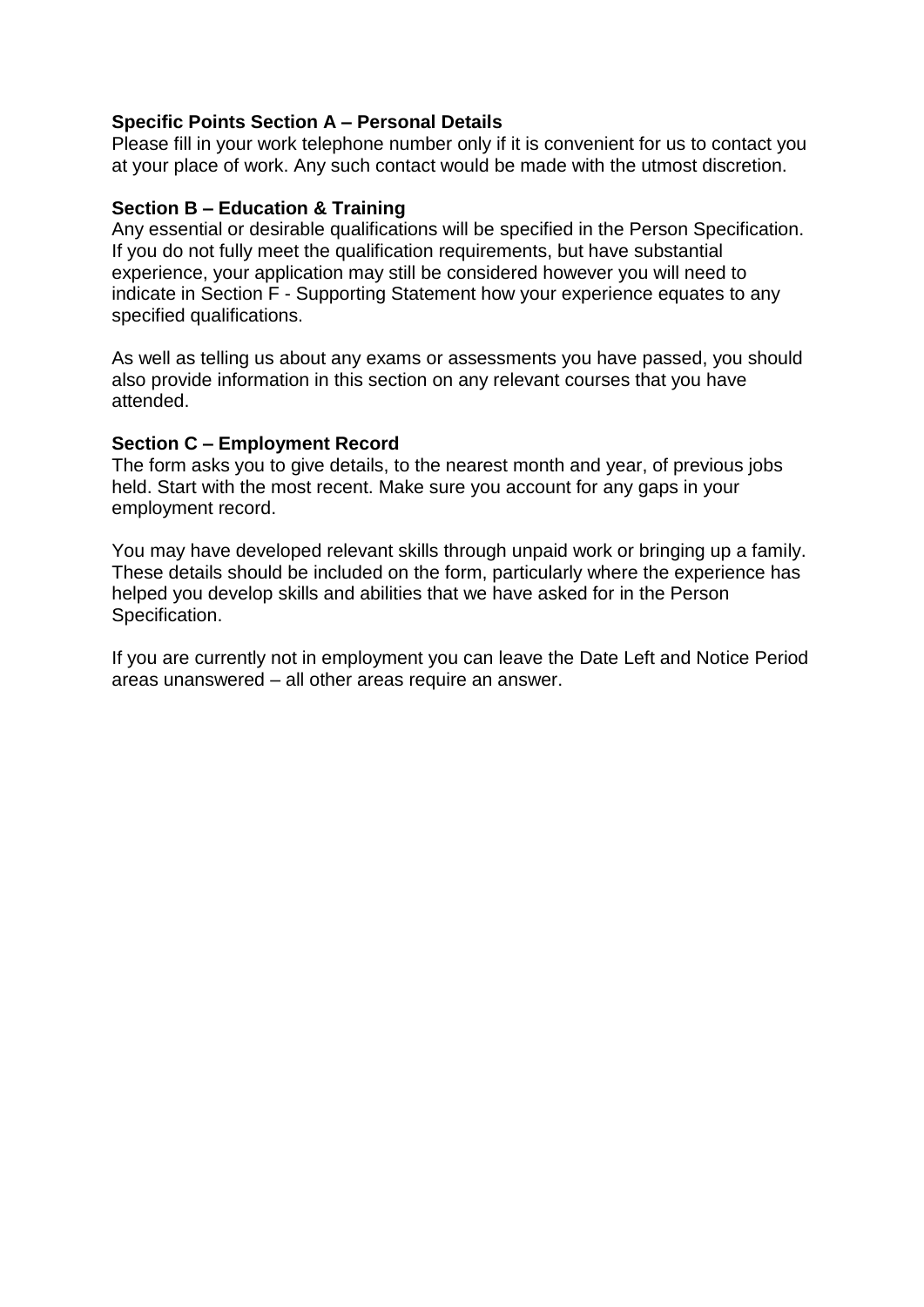**Specific Points Section A – Personal Details**

Please fill in your work telephone number only if it is convenient for us to contact you at your place of work. Any such contact would be made with the utmost discretion.

**Section B – Education & Training**

Any essential or desirable qualifications will be specified in the Person Specification. If you do not fully meet the qualification requirements, but have substantial experience, your application may still be considered however you will need to indicate in Section F - Supporting Statement how your experience equates to any specified qualifications.

As well as telling us about any exams or assessments you have passed, you should also provide information in this section on any relevant courses that you have attended.

**Section C – Employment Record**

The form asks you to give details, to the nearest month and year, of previous jobs held. Start with the most recent. Make sure you account for any gaps in your employment record.

You may have developed relevant skills through unpaid work or bringing up a family. These details should be included on the form, particularly where the experience has helped you develop skills and abilities that we have asked for in the Person Specification.

If you are currently not in employment you can leave the Date Left and Notice Period areas unanswered – all other areas require an answer.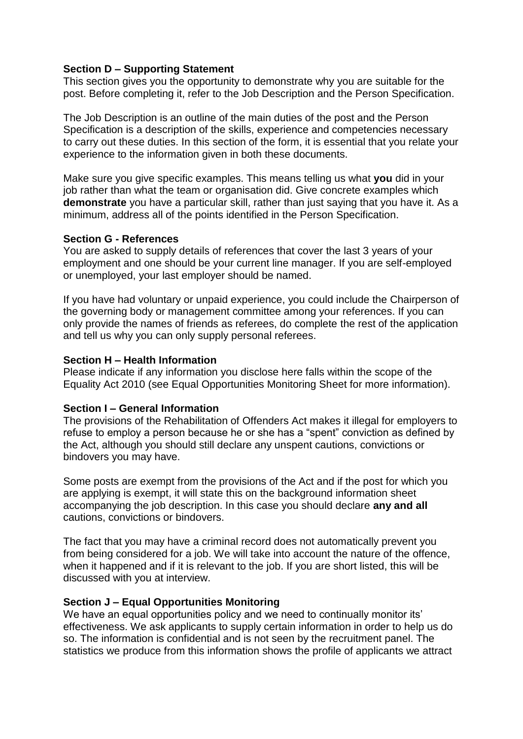**Section D – Supporting Statement**

This section gives you the opportunity to demonstrate why you are suitable for the post. Before completing it, refer to the Job Description and the Person Specification.

The Job Description is an outline of the main duties of the post and the Person Specification is a description of the skills, experience and competencies necessary to carry out these duties. In this section of the form, it is essential that you relate your experience to the information given in both these documents.

Make sure you give specific examples. This means telling us what **you** did in your job rather than what the team or organisation did. Give concrete examples which **demonstrate** you have a particular skill, rather than just saying that you have it. As a minimum, address all of the points identified in the Person Specification.

**Section G - References**

You are asked to supply details of references that cover the last 3 years of your employment and one should be your current line manager. If you are self-employed or unemployed, your last employer should be named.

If you have had voluntary or unpaid experience, you could include the Chairperson of the governing body or management committee among your references. If you can only provide the names of friends as referees, do complete the rest of the application and tell us why you can only supply personal referees.

**Section H – Health Information**

Please indicate if any information you disclose here falls within the scope of the Equality Act 2010 (see Equal Opportunities Monitoring Sheet for more information).

**Section I – General Information**

The provisions of the Rehabilitation of Offenders Act makes it illegal for employers to refuse to employ a person because he or she has a "spent" conviction as defined by the Act, although you should still declare any unspent cautions, convictions or bindovers you may have.

Some posts are exempt from the provisions of the Act and if the post for which you are applying is exempt, it will state this on the background information sheet accompanying the job description. In this case you should declare **any and all** cautions, convictions or bindovers.

The fact that you may have a criminal record does not automatically prevent you from being considered for a job. We will take into account the nature of the offence, when it happened and if it is relevant to the job. If you are short listed, this will be discussed with you at interview.

**Section J – Equal Opportunities Monitoring**

We have an equal opportunities policy and we need to continually monitor its' effectiveness. We ask applicants to supply certain information in order to help us do so. The information is confidential and is not seen by the recruitment panel. The statistics we produce from this information shows the profile of applicants we attract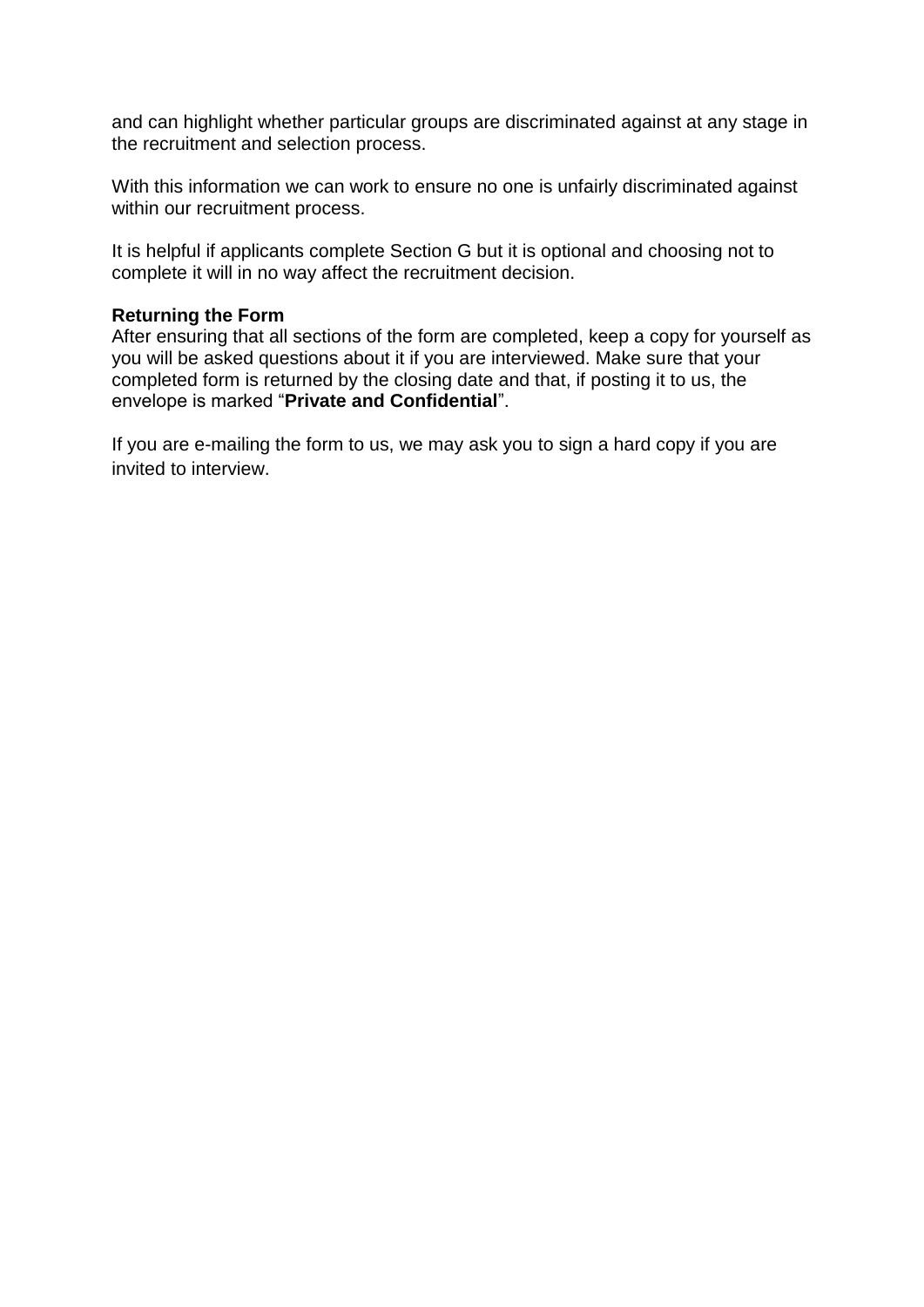and can highlight whether particular groups are discriminated against at any stage in the recruitment and selection process.

With this information we can work to ensure no one is unfairly discriminated against within our recruitment process.

It is helpful if applicants complete Section G but it is optional and choosing not to complete it will in no way affect the recruitment decision.

**Returning the Form**

After ensuring that all sections of the form are completed, keep a copy for yourself as you will be asked questions about it if you are interviewed. Make sure that your completed form is returned by the closing date and that, if posting it to us, the envelope is marked "**Private and Confidential**".

If you are e-mailing the form to us, we may ask you to sign a hard copy if you are invited to interview.